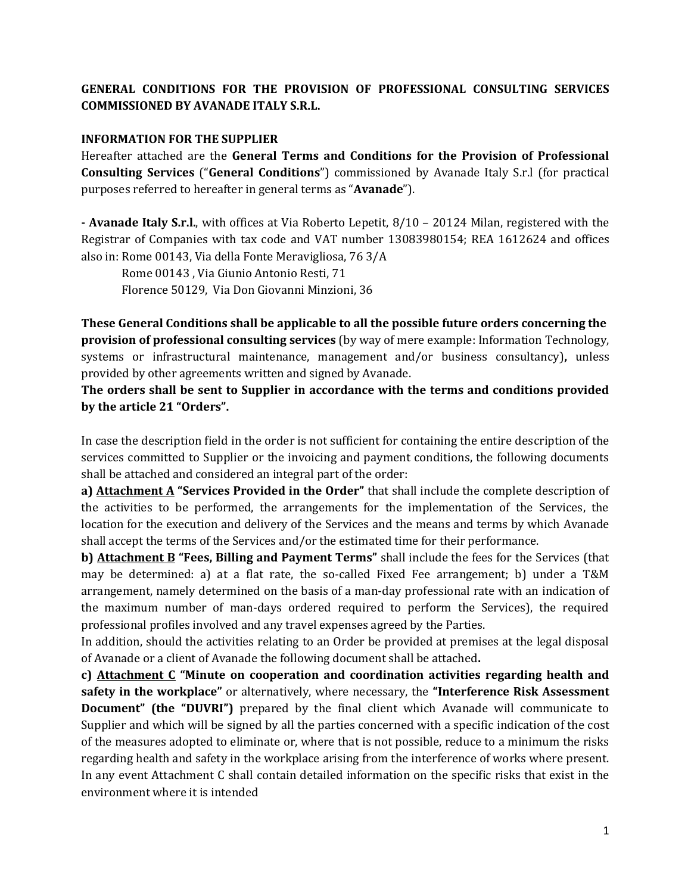# GENERAL CONDITIONS FOR THE PROVISION OF PROFESSIONAL CONSULTING SERVICES COMMISSIONED BY AVANADE ITALY S.R.L.

## INFORMATION FOR THE SUPPLIER

Hereafter attached are the **General Terms and Conditions for the Provision of Professional Consulting Services** ("**General Conditions**") commissioned by Avanade Italy S.r.l (for practical purposes referred to hereafter in general terms as "**Avanade**").

**- Avanade Italy S.r.l.**, with offices at Via Roberto Lepetit, 8/10 – 20124 Milan, registered with the Registrar of Companies with tax code and VAT number 13083980154; REA 1612624 and offices also in: Rome 00143, Via della Fonte Meravigliosa, 76 3/A

Rome 00143 , Via Giunio Antonio Resti, 71

Florence 50129, Via Don Giovanni Minzioni, 36

**These General Conditions shall be applicable to all the possible future orders concerning the provision of professional consulting services** (by way of mere example: Information Technology, systems or infrastructural maintenance, management and/or business consultancy)**,** unless provided by other agreements written and signed by Avanade.

**The orders shall be sent to Supplier in accordance with the terms and conditions provided by the article 21 "Orders".**

In case the description field in the order is not sufficient for containing the entire description of the services committed to Supplier or the invoicing and payment conditions, the following documents shall be attached and considered an integral part of the order:

**a) <u>Attachment A</u> "Services Provided in the Order"** that shall include the complete description of the activities to be performed, the arrangements for the implementation of the Services, the location for the execution and delivery of the Services and the means and terms by which Avanade shall accept the terms of the Services and/or the estimated time for their performance.

**b) <u>Attachment B</u> "Fees, Billing and Payment Terms"** shall include the fees for the Services (that may be determined: a) at a flat rate, the so-called Fixed Fee arrangement; b) under a T&M arrangement, namely determined on the basis of a man-day professional rate with an indication of the maximum number of man-days ordered required to perform the Services), the required professional profiles involved and any travel expenses agreed by the Parties.

In addition, should the activities relating to an Order be provided at premises at the legal disposal of Avanade or a client of Avanade the following document shall be attached**.**

**c) <u>Attachment C</u> "Minute on cooperation and coordination activities regarding health and safety in the workplace"** or alternatively, where necessary, the **"Interference Risk Assessment Document" (the "DUVRI")** prepared by the final client which Avanade will communicate to Supplier and which will be signed by all the parties concerned with a specific indication of the cost of the measures adopted to eliminate or, where that is not possible, reduce to a minimum the risks regarding health and safety in the workplace arising from the interference of works where present. In any event Attachment C shall contain detailed information on the specific risks that exist in the environment where it is intended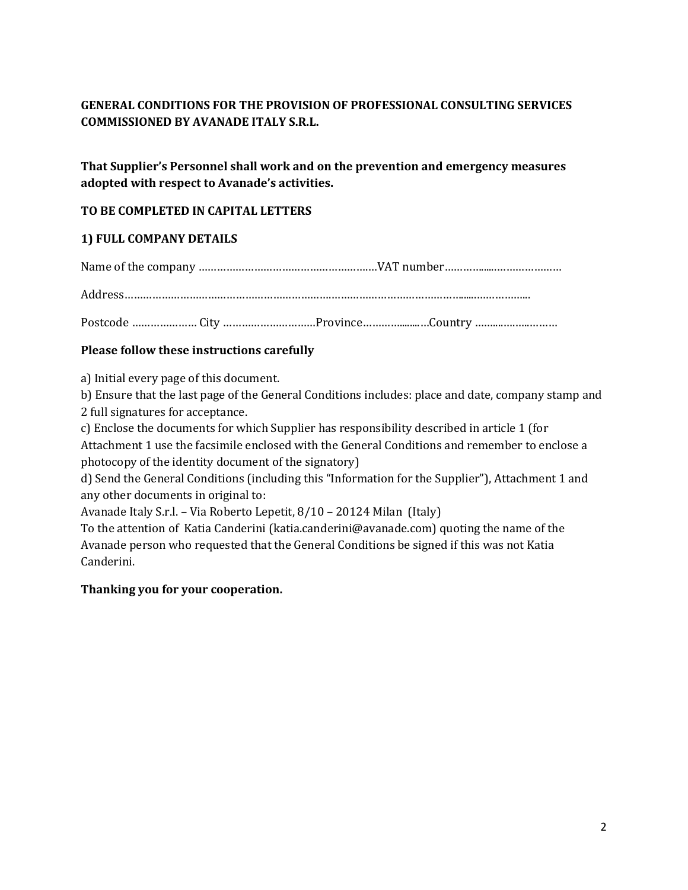**GENERAL CONDITIONS FOR THE PROVISION OF PROFESSIONAL CONSULTING SERVICES COMMISSIONED BY AVANADE ITALY S.R.L.**

**That Supplier's Personnel shall work and on the prevention and emergency measures adopted with respect to Avanade's activities.**

**TO BE COMPLETED IN CAPITAL LETTERS**

**1) FULL COMPANY DETAILS**

Name of the company ………………………………………………….VAT number……………………………………

Address……………………………………………………………………………………………………………………….

Postcode ………………… City …………………………Province……………………Country ……………………

**Please follow these instructions carefully**

a) Initial every page of this document.
b) Ensure that the last page of the General Conditions includes: place and date, company stamp and 2 full signatures for acceptance.
c) Enclose the documents for which Supplier has responsibility described in article 1 (for Attachment 1 use the facsimile enclosed with the General Conditions and remember to enclose a photocopy of the identity document of the signatory)
d) Send the General Conditions (including this "Information for the Supplier"), Attachment 1 and any other documents in original to:
Avanade Italy S.r.l. – Via Roberto Lepetit, 8/10 – 20124 Milan (Italy)
To the attention of Katia Canderini (katia.canderini@avanade.com) quoting the name of the Avanade person who requested that the General Conditions be signed if this was not Katia Canderini.

**Thanking you for your cooperation.**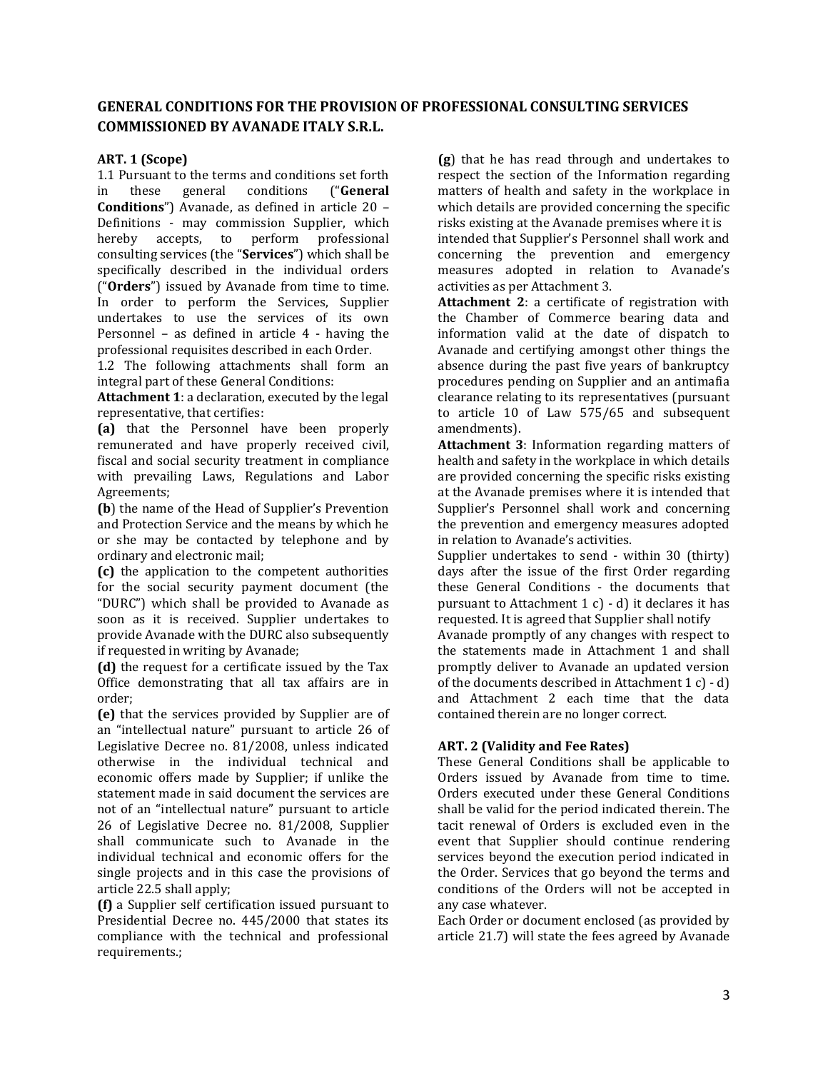## GENERAL CONDITIONS FOR THE PROVISION OF PROFESSIONAL CONSULTING SERVICES COMMISSIONED BY AVANADE ITALY S.R.L.

**ART. 1 (Scope)**

1.1 Pursuant to the terms and conditions set forth in these general conditions ("**General Conditions**") Avanade, as defined in article 20 – Definitions - may commission Supplier, which hereby accepts, to perform professional consulting services (the "**Services**") which shall be specifically described in the individual orders ("**Orders**") issued by Avanade from time to time. In order to perform the Services, Supplier undertakes to use the services of its own Personnel – as defined in article 4 - having the professional requisites described in each Order.

1.2 The following attachments shall form an integral part of these General Conditions:

**Attachment 1**: a declaration, executed by the legal representative, that certifies:

**(a)** that the Personnel have been properly remunerated and have properly received civil, fiscal and social security treatment in compliance with prevailing Laws, Regulations and Labor Agreements;

**(b**) the name of the Head of Supplier's Prevention and Protection Service and the means by which he or she may be contacted by telephone and by ordinary and electronic mail;

**(c)** the application to the competent authorities for the social security payment document (the "DURC") which shall be provided to Avanade as soon as it is received. Supplier undertakes to provide Avanade with the DURC also subsequently if requested in writing by Avanade;

**(d)** the request for a certificate issued by the Tax Office demonstrating that all tax affairs are in order;

**(e)** that the services provided by Supplier are of an "intellectual nature" pursuant to article 26 of Legislative Decree no. 81/2008, unless indicated otherwise in the individual technical and economic offers made by Supplier; if unlike the statement made in said document the services are not of an "intellectual nature" pursuant to article 26 of Legislative Decree no. 81/2008, Supplier shall communicate such to Avanade in the individual technical and economic offers for the single projects and in this case the provisions of article 22.5 shall apply;

**(f)** a Supplier self certification issued pursuant to Presidential Decree no. 445/2000 that states its compliance with the technical and professional requirements.;

**(g**) that he has read through and undertakes to respect the section of the Information regarding matters of health and safety in the workplace in which details are provided concerning the specific risks existing at the Avanade premises where it is intended that Supplier's Personnel shall work and concerning the prevention and emergency measures adopted in relation to Avanade's activities as per Attachment 3.

**Attachment 2**: a certificate of registration with the Chamber of Commerce bearing data and information valid at the date of dispatch to Avanade and certifying amongst other things the absence during the past five years of bankruptcy procedures pending on Supplier and an antimafia clearance relating to its representatives (pursuant to article 10 of Law 575/65 and subsequent amendments).

**Attachment 3**: Information regarding matters of health and safety in the workplace in which details are provided concerning the specific risks existing at the Avanade premises where it is intended that Supplier's Personnel shall work and concerning the prevention and emergency measures adopted in relation to Avanade's activities.

Supplier undertakes to send - within 30 (thirty) days after the issue of the first Order regarding these General Conditions - the documents that pursuant to Attachment 1 c) - d) it declares it has requested. It is agreed that Supplier shall notify Avanade promptly of any changes with respect to the statements made in Attachment 1 and shall promptly deliver to Avanade an updated version of the documents described in Attachment 1 c) - d) and Attachment 2 each time that the data contained therein are no longer correct.

**ART. 2 (Validity and Fee Rates)**

These General Conditions shall be applicable to Orders issued by Avanade from time to time. Orders executed under these General Conditions shall be valid for the period indicated therein. The tacit renewal of Orders is excluded even in the event that Supplier should continue rendering services beyond the execution period indicated in the Order. Services that go beyond the terms and conditions of the Orders will not be accepted in any case whatever.

Each Order or document enclosed (as provided by article 21.7) will state the fees agreed by Avanade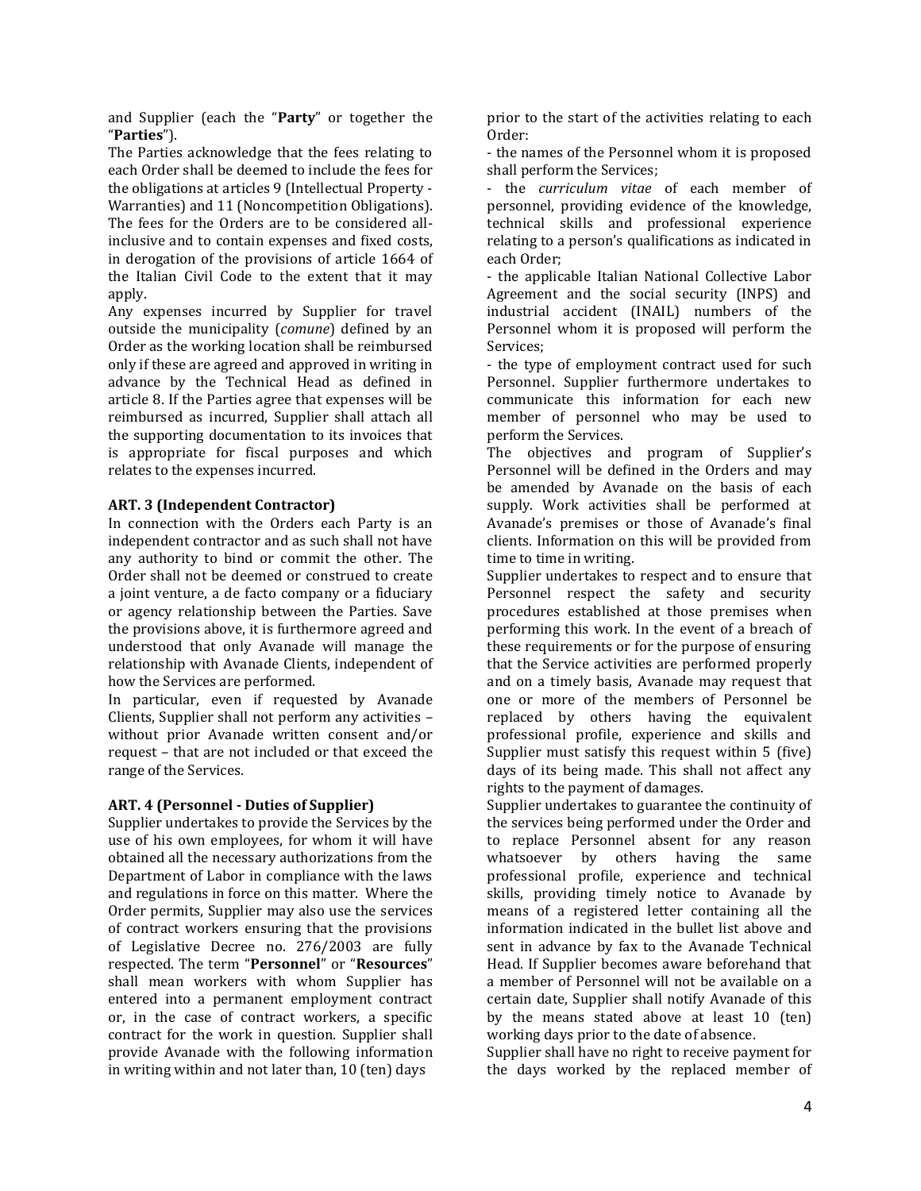and Supplier (each the "**Party**" or together the "**Parties**").

The Parties acknowledge that the fees relating to each Order shall be deemed to include the fees for the obligations at articles 9 (Intellectual Property - Warranties) and 11 (Noncompetition Obligations). The fees for the Orders are to be considered all-inclusive and to contain expenses and fixed costs, in derogation of the provisions of article 1664 of the Italian Civil Code to the extent that it may apply.

Any expenses incurred by Supplier for travel outside the municipality (*comune*) defined by an Order as the working location shall be reimbursed only if these are agreed and approved in writing in advance by the Technical Head as defined in article 8. If the Parties agree that expenses will be reimbursed as incurred, Supplier shall attach all the supporting documentation to its invoices that is appropriate for fiscal purposes and which relates to the expenses incurred.

**ART. 3 (Independent Contractor)**

In connection with the Orders each Party is an independent contractor and as such shall not have any authority to bind or commit the other. The Order shall not be deemed or construed to create a joint venture, a de facto company or a fiduciary or agency relationship between the Parties. Save the provisions above, it is furthermore agreed and understood that only Avanade will manage the relationship with Avanade Clients, independent of how the Services are performed.

In particular, even if requested by Avanade Clients, Supplier shall not perform any activities – without prior Avanade written consent and/or request – that are not included or that exceed the range of the Services.

**ART. 4 (Personnel - Duties of Supplier)**

Supplier undertakes to provide the Services by the use of his own employees, for whom it will have obtained all the necessary authorizations from the Department of Labor in compliance with the laws and regulations in force on this matter. Where the Order permits, Supplier may also use the services of contract workers ensuring that the provisions of Legislative Decree no. 276/2003 are fully respected. The term "**Personnel**" or "**Resources**" shall mean workers with whom Supplier has entered into a permanent employment contract or, in the case of contract workers, a specific contract for the work in question. Supplier shall provide Avanade with the following information in writing within and not later than, 10 (ten) days prior to the start of the activities relating to each Order:

- the names of the Personnel whom it is proposed shall perform the Services;
- the *curriculum vitae* of each member of personnel, providing evidence of the knowledge, technical skills and professional experience relating to a person's qualifications as indicated in each Order;
- the applicable Italian National Collective Labor Agreement and the social security (INPS) and industrial accident (INAIL) numbers of the Personnel whom it is proposed will perform the Services;
- the type of employment contract used for such Personnel. Supplier furthermore undertakes to communicate this information for each new member of personnel who may be used to perform the Services.

The objectives and program of Supplier's Personnel will be defined in the Orders and may be amended by Avanade on the basis of each supply. Work activities shall be performed at Avanade's premises or those of Avanade's final clients. Information on this will be provided from time to time in writing.

Supplier undertakes to respect and to ensure that Personnel respect the safety and security procedures established at those premises when performing this work. In the event of a breach of these requirements or for the purpose of ensuring that the Service activities are performed properly and on a timely basis, Avanade may request that one or more of the members of Personnel be replaced by others having the equivalent professional profile, experience and skills and Supplier must satisfy this request within 5 (five) days of its being made. This shall not affect any rights to the payment of damages.

Supplier undertakes to guarantee the continuity of the services being performed under the Order and to replace Personnel absent for any reason whatsoever by others having the same professional profile, experience and technical skills, providing timely notice to Avanade by means of a registered letter containing all the information indicated in the bullet list above and sent in advance by fax to the Avanade Technical Head. If Supplier becomes aware beforehand that a member of Personnel will not be available on a certain date, Supplier shall notify Avanade of this by the means stated above at least 10 (ten) working days prior to the date of absence.

Supplier shall have no right to receive payment for the days worked by the replaced member of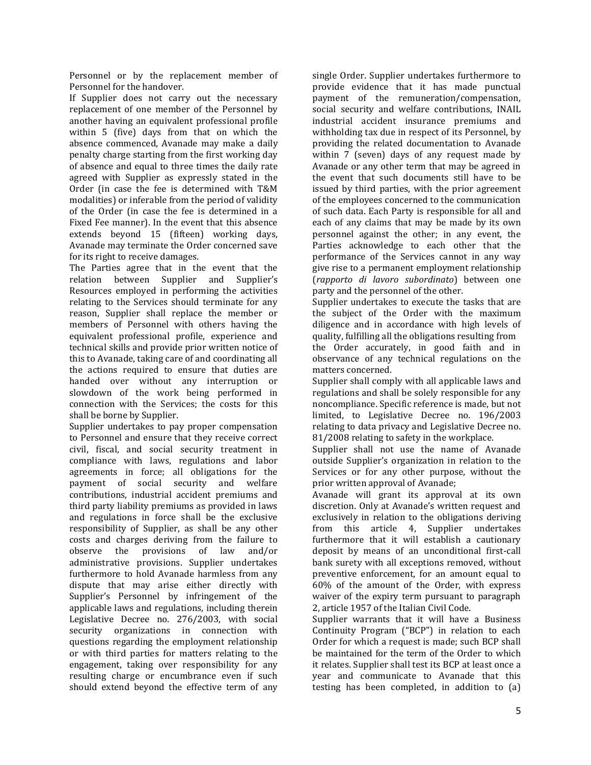Personnel or by the replacement member of Personnel for the handover.

If Supplier does not carry out the necessary replacement of one member of the Personnel by another having an equivalent professional profile within 5 (five) days from that on which the absence commenced, Avanade may make a daily penalty charge starting from the first working day of absence and equal to three times the daily rate agreed with Supplier as expressly stated in the Order (in case the fee is determined with T&M modalities) or inferable from the period of validity of the Order (in case the fee is determined in a Fixed Fee manner). In the event that this absence extends beyond 15 (fifteen) working days, Avanade may terminate the Order concerned save for its right to receive damages.

The Parties agree that in the event that the relation between Supplier and Supplier's Resources employed in performing the activities relating to the Services should terminate for any reason, Supplier shall replace the member or members of Personnel with others having the equivalent professional profile, experience and technical skills and provide prior written notice of this to Avanade, taking care of and coordinating all the actions required to ensure that duties are handed over without any interruption or slowdown of the work being performed in connection with the Services; the costs for this shall be borne by Supplier.

Supplier undertakes to pay proper compensation to Personnel and ensure that they receive correct civil, fiscal, and social security treatment in compliance with laws, regulations and labor agreements in force; all obligations for the payment of social security and welfare contributions, industrial accident premiums and third party liability premiums as provided in laws and regulations in force shall be the exclusive responsibility of Supplier, as shall be any other costs and charges deriving from the failure to observe the provisions of law and/or administrative provisions. Supplier undertakes furthermore to hold Avanade harmless from any dispute that may arise either directly with Supplier's Personnel by infringement of the applicable laws and regulations, including therein Legislative Decree no. 276/2003, with social security organizations in connection with questions regarding the employment relationship or with third parties for matters relating to the engagement, taking over responsibility for any resulting charge or encumbrance even if such should extend beyond the effective term of any single Order. Supplier undertakes furthermore to provide evidence that it has made punctual payment of the remuneration/compensation, social security and welfare contributions, INAIL industrial accident insurance premiums and withholding tax due in respect of its Personnel, by providing the related documentation to Avanade within 7 (seven) days of any request made by Avanade or any other term that may be agreed in the event that such documents still have to be issued by third parties, with the prior agreement of the employees concerned to the communication of such data. Each Party is responsible for all and each of any claims that may be made by its own personnel against the other; in any event, the Parties acknowledge to each other that the performance of the Services cannot in any way give rise to a permanent employment relationship (*rapporto di lavoro subordinato*) between one party and the personnel of the other.

Supplier undertakes to execute the tasks that are the subject of the Order with the maximum diligence and in accordance with high levels of quality, fulfilling all the obligations resulting from the Order accurately, in good faith and in observance of any technical regulations on the matters concerned.

Supplier shall comply with all applicable laws and regulations and shall be solely responsible for any noncompliance. Specific reference is made, but not limited, to Legislative Decree no. 196/2003 relating to data privacy and Legislative Decree no. 81/2008 relating to safety in the workplace.

Supplier shall not use the name of Avanade outside Supplier's organization in relation to the Services or for any other purpose, without the prior written approval of Avanade;

Avanade will grant its approval at its own discretion. Only at Avanade's written request and exclusively in relation to the obligations deriving from this article 4, Supplier undertakes furthermore that it will establish a cautionary deposit by means of an unconditional first-call bank surety with all exceptions removed, without preventive enforcement, for an amount equal to 60% of the amount of the Order, with express waiver of the expiry term pursuant to paragraph 2, article 1957 of the Italian Civil Code.

Supplier warrants that it will have a Business Continuity Program ("BCP") in relation to each Order for which a request is made; such BCP shall be maintained for the term of the Order to which it relates. Supplier shall test its BCP at least once a year and communicate to Avanade that this testing has been completed, in addition to (a)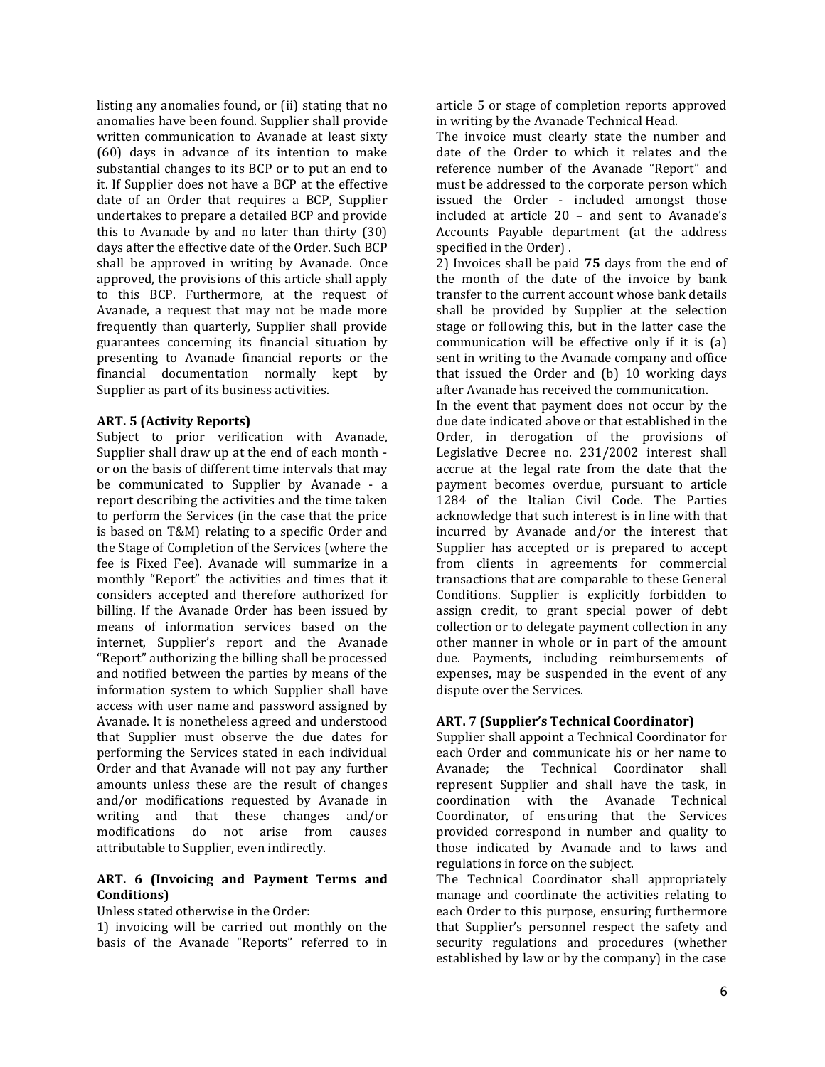listing any anomalies found, or (ii) stating that no anomalies have been found. Supplier shall provide written communication to Avanade at least sixty (60) days in advance of its intention to make substantial changes to its BCP or to put an end to it. If Supplier does not have a BCP at the effective date of an Order that requires a BCP, Supplier undertakes to prepare a detailed BCP and provide this to Avanade by and no later than thirty (30) days after the effective date of the Order. Such BCP shall be approved in writing by Avanade. Once approved, the provisions of this article shall apply to this BCP. Furthermore, at the request of Avanade, a request that may not be made more frequently than quarterly, Supplier shall provide guarantees concerning its financial situation by presenting to Avanade financial reports or the financial documentation normally kept by Supplier as part of its business activities.

**ART. 5 (Activity Reports)**

Subject to prior verification with Avanade, Supplier shall draw up at the end of each month - or on the basis of different time intervals that may be communicated to Supplier by Avanade - a report describing the activities and the time taken to perform the Services (in the case that the price is based on T&M) relating to a specific Order and the Stage of Completion of the Services (where the fee is Fixed Fee). Avanade will summarize in a monthly "Report" the activities and times that it considers accepted and therefore authorized for billing. If the Avanade Order has been issued by means of information services based on the internet, Supplier's report and the Avanade "Report" authorizing the billing shall be processed and notified between the parties by means of the information system to which Supplier shall have access with user name and password assigned by Avanade. It is nonetheless agreed and understood that Supplier must observe the due dates for performing the Services stated in each individual Order and that Avanade will not pay any further amounts unless these are the result of changes and/or modifications requested by Avanade in writing and that these changes and/or modifications do not arise from causes attributable to Supplier, even indirectly.

**ART. 6 (Invoicing and Payment Terms and Conditions)**

Unless stated otherwise in the Order:

1) invoicing will be carried out monthly on the basis of the Avanade "Reports" referred to in article 5 or stage of completion reports approved in writing by the Avanade Technical Head.

The invoice must clearly state the number and date of the Order to which it relates and the reference number of the Avanade "Report" and must be addressed to the corporate person which issued the Order - included amongst those included at article 20 – and sent to Avanade's Accounts Payable department (at the address specified in the Order) .

2) Invoices shall be paid **75** days from the end of the month of the date of the invoice by bank transfer to the current account whose bank details shall be provided by Supplier at the selection stage or following this, but in the latter case the communication will be effective only if it is (a) sent in writing to the Avanade company and office that issued the Order and (b) 10 working days after Avanade has received the communication.

In the event that payment does not occur by the due date indicated above or that established in the Order, in derogation of the provisions of Legislative Decree no. 231/2002 interest shall accrue at the legal rate from the date that the payment becomes overdue, pursuant to article 1284 of the Italian Civil Code. The Parties acknowledge that such interest is in line with that incurred by Avanade and/or the interest that Supplier has accepted or is prepared to accept from clients in agreements for commercial transactions that are comparable to these General Conditions. Supplier is explicitly forbidden to assign credit, to grant special power of debt collection or to delegate payment collection in any other manner in whole or in part of the amount due. Payments, including reimbursements of expenses, may be suspended in the event of any dispute over the Services.

**ART. 7 (Supplier's Technical Coordinator)**

Supplier shall appoint a Technical Coordinator for each Order and communicate his or her name to Avanade; the Technical Coordinator shall represent Supplier and shall have the task, in coordination with the Avanade Technical Coordinator, of ensuring that the Services provided correspond in number and quality to those indicated by Avanade and to laws and regulations in force on the subject.

The Technical Coordinator shall appropriately manage and coordinate the activities relating to each Order to this purpose, ensuring furthermore that Supplier's personnel respect the safety and security regulations and procedures (whether established by law or by the company) in the case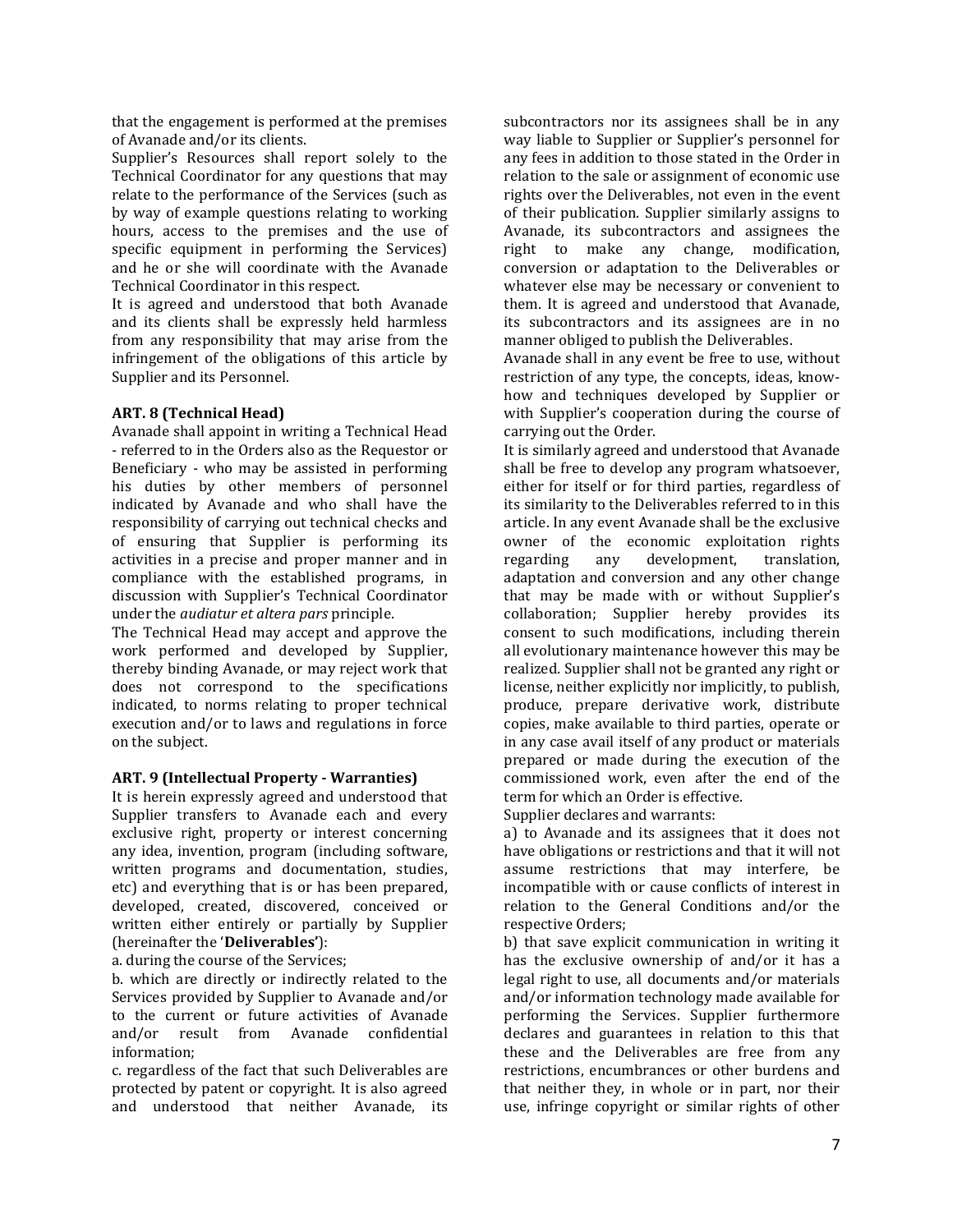that the engagement is performed at the premises of Avanade and/or its clients.

Supplier's Resources shall report solely to the Technical Coordinator for any questions that may relate to the performance of the Services (such as by way of example questions relating to working hours, access to the premises and the use of specific equipment in performing the Services) and he or she will coordinate with the Avanade Technical Coordinator in this respect.

It is agreed and understood that both Avanade and its clients shall be expressly held harmless from any responsibility that may arise from the infringement of the obligations of this article by Supplier and its Personnel.

**ART. 8 (Technical Head)**

Avanade shall appoint in writing a Technical Head - referred to in the Orders also as the Requestor or Beneficiary - who may be assisted in performing his duties by other members of personnel indicated by Avanade and who shall have the responsibility of carrying out technical checks and of ensuring that Supplier is performing its activities in a precise and proper manner and in compliance with the established programs, in discussion with Supplier's Technical Coordinator under the *audiatur et altera pars* principle.

The Technical Head may accept and approve the work performed and developed by Supplier, thereby binding Avanade, or may reject work that does not correspond to the specifications indicated, to norms relating to proper technical execution and/or to laws and regulations in force on the subject.

**ART. 9 (Intellectual Property - Warranties)**

It is herein expressly agreed and understood that Supplier transfers to Avanade each and every exclusive right, property or interest concerning any idea, invention, program (including software, written programs and documentation, studies, etc) and everything that is or has been prepared, developed, created, discovered, conceived or written either entirely or partially by Supplier (hereinafter the '**Deliverables'**):

a. during the course of the Services;

b. which are directly or indirectly related to the Services provided by Supplier to Avanade and/or to the current or future activities of Avanade and/or result from Avanade confidential information;

c. regardless of the fact that such Deliverables are protected by patent or copyright. It is also agreed and understood that neither Avanade, its subcontractors nor its assignees shall be in any way liable to Supplier or Supplier's personnel for any fees in addition to those stated in the Order in relation to the sale or assignment of economic use rights over the Deliverables, not even in the event of their publication. Supplier similarly assigns to Avanade, its subcontractors and assignees the right to make any change, modification, conversion or adaptation to the Deliverables or whatever else may be necessary or convenient to them. It is agreed and understood that Avanade, its subcontractors and its assignees are in no manner obliged to publish the Deliverables.

Avanade shall in any event be free to use, without restriction of any type, the concepts, ideas, know-how and techniques developed by Supplier or with Supplier's cooperation during the course of carrying out the Order.

It is similarly agreed and understood that Avanade shall be free to develop any program whatsoever, either for itself or for third parties, regardless of its similarity to the Deliverables referred to in this article. In any event Avanade shall be the exclusive owner of the economic exploitation rights regarding any development, translation, adaptation and conversion and any other change that may be made with or without Supplier's collaboration; Supplier hereby provides its consent to such modifications, including therein all evolutionary maintenance however this may be realized. Supplier shall not be granted any right or license, neither explicitly nor implicitly, to publish, produce, prepare derivative work, distribute copies, make available to third parties, operate or in any case avail itself of any product or materials prepared or made during the execution of the commissioned work, even after the end of the term for which an Order is effective.

Supplier declares and warrants:

a) to Avanade and its assignees that it does not have obligations or restrictions and that it will not assume restrictions that may interfere, be incompatible with or cause conflicts of interest in relation to the General Conditions and/or the respective Orders;

b) that save explicit communication in writing it has the exclusive ownership of and/or it has a legal right to use, all documents and/or materials and/or information technology made available for performing the Services. Supplier furthermore declares and guarantees in relation to this that these and the Deliverables are free from any restrictions, encumbrances or other burdens and that neither they, in whole or in part, nor their use, infringe copyright or similar rights of other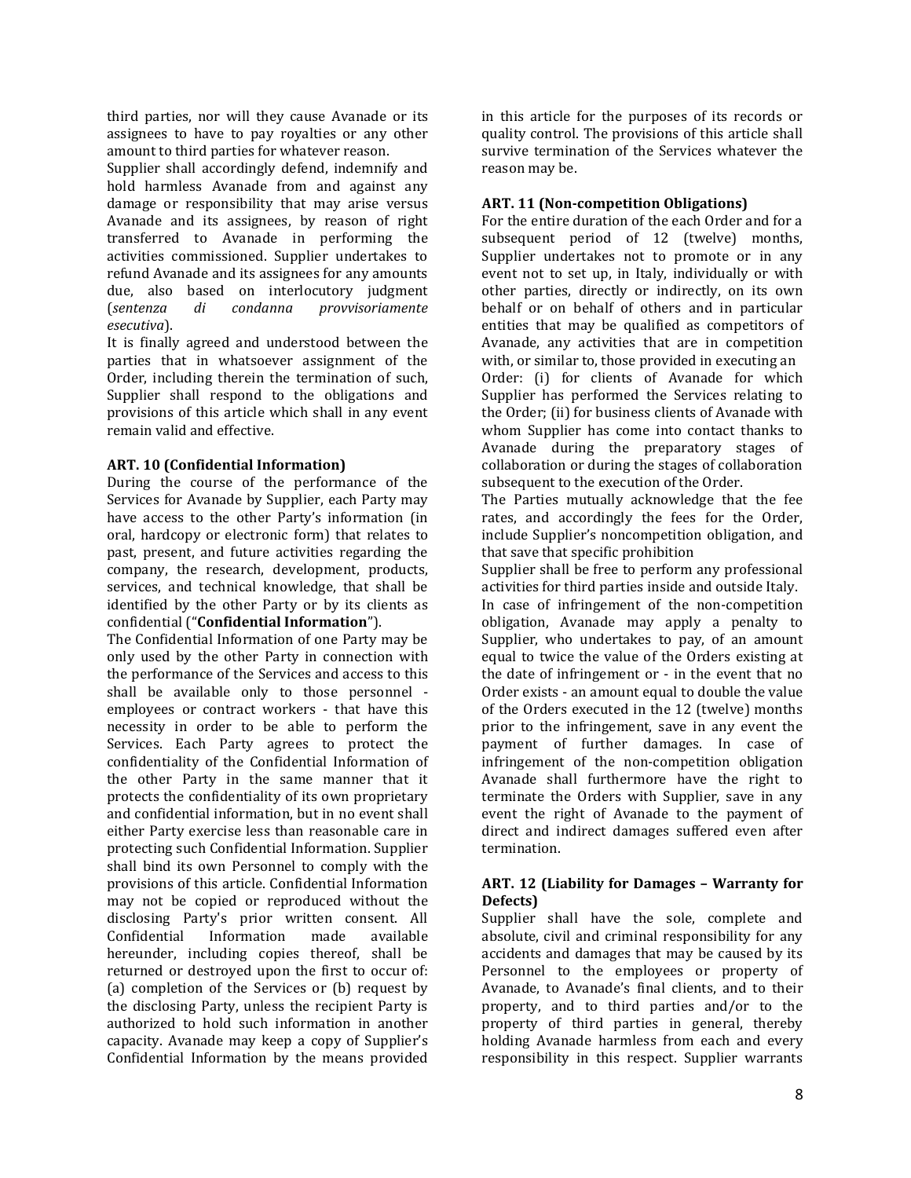third parties, nor will they cause Avanade or its assignees to have to pay royalties or any other amount to third parties for whatever reason.

Supplier shall accordingly defend, indemnify and hold harmless Avanade from and against any damage or responsibility that may arise versus Avanade and its assignees, by reason of right transferred to Avanade in performing the activities commissioned. Supplier undertakes to refund Avanade and its assignees for any amounts due, also based on interlocutory judgment (*sentenza di condanna provvisoriamente esecutiva*).

It is finally agreed and understood between the parties that in whatsoever assignment of the Order, including therein the termination of such, Supplier shall respond to the obligations and provisions of this article which shall in any event remain valid and effective.

**ART. 10 (Confidential Information)**

During the course of the performance of the Services for Avanade by Supplier, each Party may have access to the other Party's information (in oral, hardcopy or electronic form) that relates to past, present, and future activities regarding the company, the research, development, products, services, and technical knowledge, that shall be identified by the other Party or by its clients as confidential ("**Confidential Information**").

The Confidential Information of one Party may be only used by the other Party in connection with the performance of the Services and access to this shall be available only to those personnel - employees or contract workers - that have this necessity in order to be able to perform the Services. Each Party agrees to protect the confidentiality of the Confidential Information of the other Party in the same manner that it protects the confidentiality of its own proprietary and confidential information, but in no event shall either Party exercise less than reasonable care in protecting such Confidential Information. Supplier shall bind its own Personnel to comply with the provisions of this article. Confidential Information may not be copied or reproduced without the disclosing Party's prior written consent. All Confidential Information made available hereunder, including copies thereof, shall be returned or destroyed upon the first to occur of: (a) completion of the Services or (b) request by the disclosing Party, unless the recipient Party is authorized to hold such information in another capacity. Avanade may keep a copy of Supplier's Confidential Information by the means provided in this article for the purposes of its records or quality control. The provisions of this article shall survive termination of the Services whatever the reason may be.

**ART. 11 (Non-competition Obligations)**

For the entire duration of the each Order and for a subsequent period of 12 (twelve) months, Supplier undertakes not to promote or in any event not to set up, in Italy, individually or with other parties, directly or indirectly, on its own behalf or on behalf of others and in particular entities that may be qualified as competitors of Avanade, any activities that are in competition with, or similar to, those provided in executing an Order: (i) for clients of Avanade for which Supplier has performed the Services relating to the Order; (ii) for business clients of Avanade with whom Supplier has come into contact thanks to Avanade during the preparatory stages of collaboration or during the stages of collaboration subsequent to the execution of the Order.

The Parties mutually acknowledge that the fee rates, and accordingly the fees for the Order, include Supplier's noncompetition obligation, and that save that specific prohibition

Supplier shall be free to perform any professional activities for third parties inside and outside Italy.

In case of infringement of the non-competition obligation, Avanade may apply a penalty to Supplier, who undertakes to pay, of an amount equal to twice the value of the Orders existing at the date of infringement or - in the event that no Order exists - an amount equal to double the value of the Orders executed in the 12 (twelve) months prior to the infringement, save in any event the payment of further damages. In case of infringement of the non-competition obligation Avanade shall furthermore have the right to terminate the Orders with Supplier, save in any event the right of Avanade to the payment of direct and indirect damages suffered even after termination.

**ART. 12 (Liability for Damages – Warranty for Defects)**

Supplier shall have the sole, complete and absolute, civil and criminal responsibility for any accidents and damages that may be caused by its Personnel to the employees or property of Avanade, to Avanade's final clients, and to their property, and to third parties and/or to the property of third parties in general, thereby holding Avanade harmless from each and every responsibility in this respect. Supplier warrants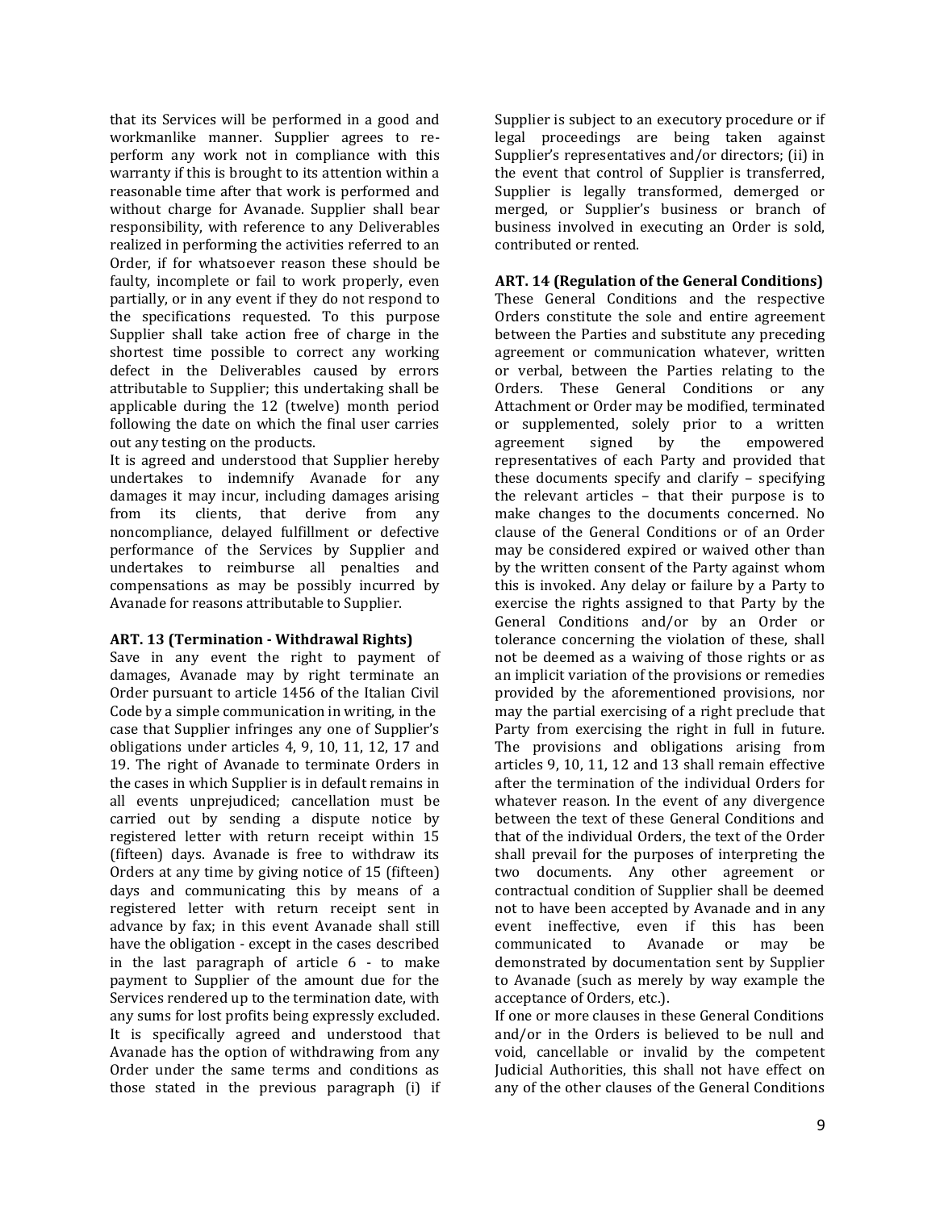that its Services will be performed in a good and workmanlike manner. Supplier agrees to re-perform any work not in compliance with this warranty if this is brought to its attention within a reasonable time after that work is performed and without charge for Avanade. Supplier shall bear responsibility, with reference to any Deliverables realized in performing the activities referred to an Order, if for whatsoever reason these should be faulty, incomplete or fail to work properly, even partially, or in any event if they do not respond to the specifications requested. To this purpose Supplier shall take action free of charge in the shortest time possible to correct any working defect in the Deliverables caused by errors attributable to Supplier; this undertaking shall be applicable during the 12 (twelve) month period following the date on which the final user carries out any testing on the products.

It is agreed and understood that Supplier hereby undertakes to indemnify Avanade for any damages it may incur, including damages arising from its clients, that derive from any noncompliance, delayed fulfillment or defective performance of the Services by Supplier and undertakes to reimburse all penalties and compensations as may be possibly incurred by Avanade for reasons attributable to Supplier.

**ART. 13 (Termination - Withdrawal Rights)**

Save in any event the right to payment of damages, Avanade may by right terminate an Order pursuant to article 1456 of the Italian Civil Code by a simple communication in writing, in the case that Supplier infringes any one of Supplier's obligations under articles 4, 9, 10, 11, 12, 17 and 19. The right of Avanade to terminate Orders in the cases in which Supplier is in default remains in all events unprejudiced; cancellation must be carried out by sending a dispute notice by registered letter with return receipt within 15 (fifteen) days. Avanade is free to withdraw its Orders at any time by giving notice of 15 (fifteen) days and communicating this by means of a registered letter with return receipt sent in advance by fax; in this event Avanade shall still have the obligation - except in the cases described in the last paragraph of article 6 - to make payment to Supplier of the amount due for the Services rendered up to the termination date, with any sums for lost profits being expressly excluded. It is specifically agreed and understood that Avanade has the option of withdrawing from any Order under the same terms and conditions as those stated in the previous paragraph (i) if Supplier is subject to an executory procedure or if legal proceedings are being taken against Supplier's representatives and/or directors; (ii) in the event that control of Supplier is transferred, Supplier is legally transformed, demerged or merged, or Supplier's business or branch of business involved in executing an Order is sold, contributed or rented.

**ART. 14 (Regulation of the General Conditions)**

These General Conditions and the respective Orders constitute the sole and entire agreement between the Parties and substitute any preceding agreement or communication whatever, written or verbal, between the Parties relating to the Orders. These General Conditions or any Attachment or Order may be modified, terminated or supplemented, solely prior to a written agreement signed by the empowered representatives of each Party and provided that these documents specify and clarify – specifying the relevant articles – that their purpose is to make changes to the documents concerned. No clause of the General Conditions or of an Order may be considered expired or waived other than by the written consent of the Party against whom this is invoked. Any delay or failure by a Party to exercise the rights assigned to that Party by the General Conditions and/or by an Order or tolerance concerning the violation of these, shall not be deemed as a waiving of those rights or as an implicit variation of the provisions or remedies provided by the aforementioned provisions, nor may the partial exercising of a right preclude that Party from exercising the right in full in future. The provisions and obligations arising from articles 9, 10, 11, 12 and 13 shall remain effective after the termination of the individual Orders for whatever reason. In the event of any divergence between the text of these General Conditions and that of the individual Orders, the text of the Order shall prevail for the purposes of interpreting the two documents. Any other agreement or contractual condition of Supplier shall be deemed not to have been accepted by Avanade and in any event ineffective, even if this has been communicated to Avanade or may be demonstrated by documentation sent by Supplier to Avanade (such as merely by way example the acceptance of Orders, etc.).

If one or more clauses in these General Conditions and/or in the Orders is believed to be null and void, cancellable or invalid by the competent Judicial Authorities, this shall not have effect on any of the other clauses of the General Conditions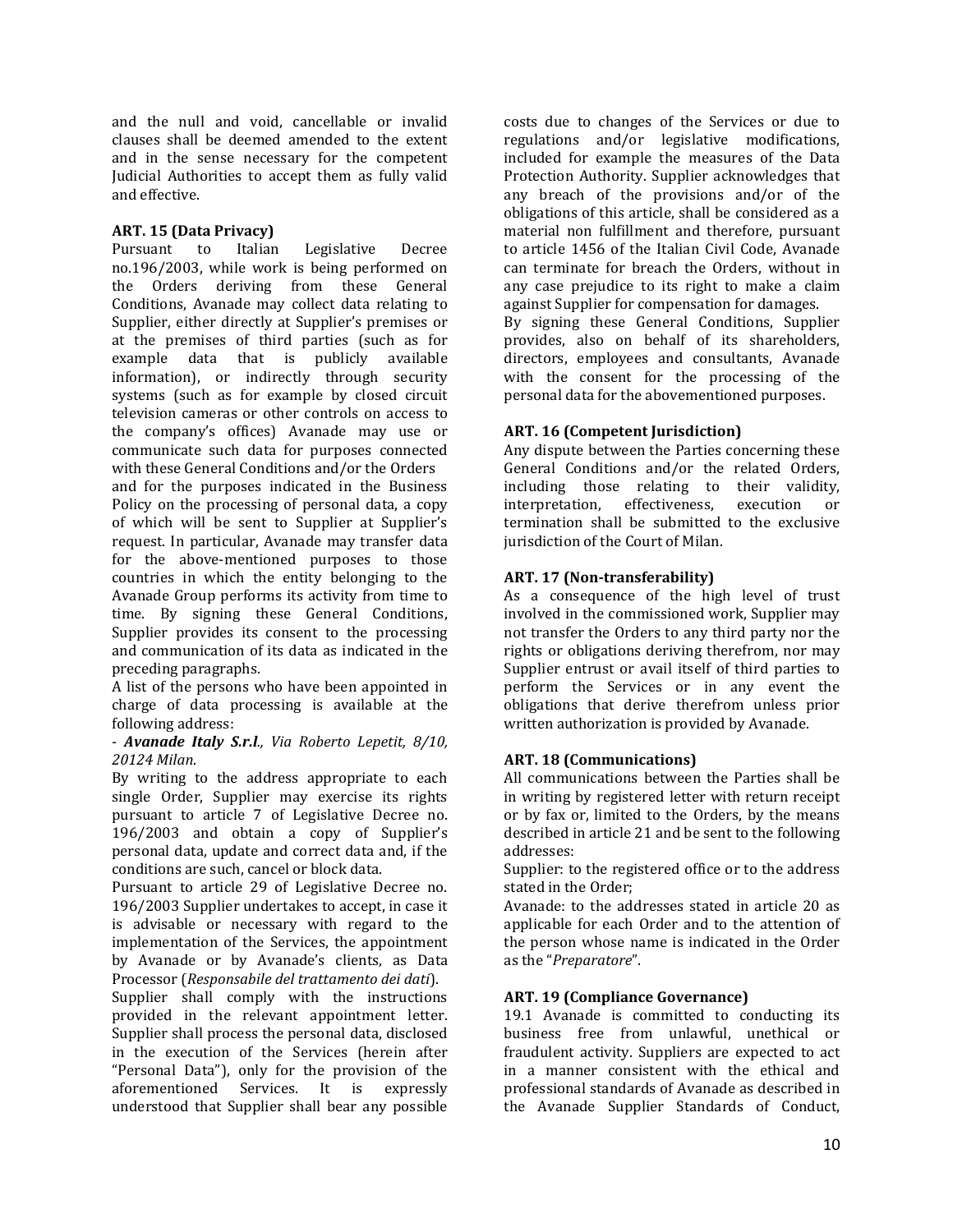and the null and void, cancellable or invalid clauses shall be deemed amended to the extent and in the sense necessary for the competent Judicial Authorities to accept them as fully valid and effective.

**ART. 15 (Data Privacy)**

Pursuant to Italian Legislative Decree no.196/2003, while work is being performed on the Orders deriving from these General Conditions, Avanade may collect data relating to Supplier, either directly at Supplier's premises or at the premises of third parties (such as for example data that is publicly available information), or indirectly through security systems (such as for example by closed circuit television cameras or other controls on access to the company's offices) Avanade may use or communicate such data for purposes connected with these General Conditions and/or the Orders and for the purposes indicated in the Business Policy on the processing of personal data, a copy of which will be sent to Supplier at Supplier's request. In particular, Avanade may transfer data for the above-mentioned purposes to those countries in which the entity belonging to the Avanade Group performs its activity from time to time. By signing these General Conditions, Supplier provides its consent to the processing and communication of its data as indicated in the preceding paragraphs.

A list of the persons who have been appointed in charge of data processing is available at the following address:

- ***Avanade Italy S.r.l****., Via Roberto Lepetit, 8/10, 20124 Milan*.

By writing to the address appropriate to each single Order, Supplier may exercise its rights pursuant to article 7 of Legislative Decree no. 196/2003 and obtain a copy of Supplier's personal data, update and correct data and, if the conditions are such, cancel or block data.

Pursuant to article 29 of Legislative Decree no. 196/2003 Supplier undertakes to accept, in case it is advisable or necessary with regard to the implementation of the Services, the appointment by Avanade or by Avanade's clients, as Data Processor (*Responsabile del trattamento dei dati*).

Supplier shall comply with the instructions provided in the relevant appointment letter. Supplier shall process the personal data, disclosed in the execution of the Services (herein after "Personal Data"), only for the provision of the aforementioned Services. It is expressly understood that Supplier shall bear any possible costs due to changes of the Services or due to regulations and/or legislative modifications, included for example the measures of the Data Protection Authority. Supplier acknowledges that any breach of the provisions and/or of the obligations of this article, shall be considered as a material non fulfillment and therefore, pursuant to article 1456 of the Italian Civil Code, Avanade can terminate for breach the Orders, without in any case prejudice to its right to make a claim against Supplier for compensation for damages.

By signing these General Conditions, Supplier provides, also on behalf of its shareholders, directors, employees and consultants, Avanade with the consent for the processing of the personal data for the abovementioned purposes.

**ART. 16 (Competent Jurisdiction)**

Any dispute between the Parties concerning these General Conditions and/or the related Orders, including those relating to their validity, interpretation, effectiveness, execution or termination shall be submitted to the exclusive jurisdiction of the Court of Milan.

**ART. 17 (Non-transferability)**

As a consequence of the high level of trust involved in the commissioned work, Supplier may not transfer the Orders to any third party nor the rights or obligations deriving therefrom, nor may Supplier entrust or avail itself of third parties to perform the Services or in any event the obligations that derive therefrom unless prior written authorization is provided by Avanade.

**ART. 18 (Communications)**

All communications between the Parties shall be in writing by registered letter with return receipt or by fax or, limited to the Orders, by the means described in article 21 and be sent to the following addresses:

Supplier: to the registered office or to the address stated in the Order;

Avanade: to the addresses stated in article 20 as applicable for each Order and to the attention of the person whose name is indicated in the Order as the "*Preparatore*".

**ART. 19 (Compliance Governance)**

19.1 Avanade is committed to conducting its business free from unlawful, unethical or fraudulent activity. Suppliers are expected to act in a manner consistent with the ethical and professional standards of Avanade as described in the Avanade Supplier Standards of Conduct,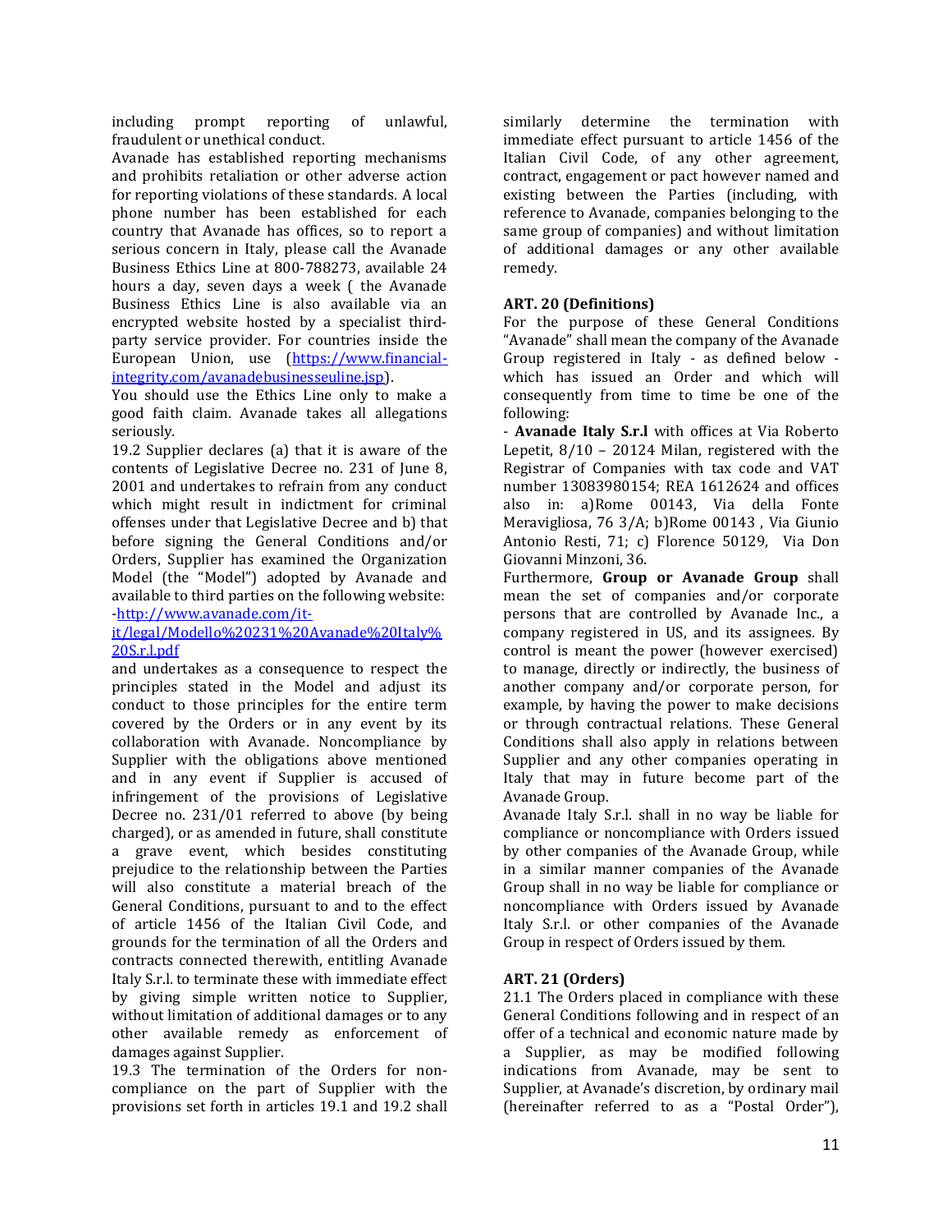including prompt reporting of unlawful, fraudulent or unethical conduct.

Avanade has established reporting mechanisms and prohibits retaliation or other adverse action for reporting violations of these standards. A local phone number has been established for each country that Avanade has offices, so to report a serious concern in Italy, please call the Avanade Business Ethics Line at 800-788273, available 24 hours a day, seven days a week ( the Avanade Business Ethics Line is also available via an encrypted website hosted by a specialist third-party service provider. For countries inside the European Union, use ([https://www.financial-integrity.com/avanadebusinesseuline.jsp](https://www.financial-integrity.com/avanadebusinesseuline.jsp)).

You should use the Ethics Line only to make a good faith claim. Avanade takes all allegations seriously.

19.2 Supplier declares (a) that it is aware of the contents of Legislative Decree no. 231 of June 8, 2001 and undertakes to refrain from any conduct which might result in indictment for criminal offenses under that Legislative Decree and b) that before signing the General Conditions and/or Orders, Supplier has examined the Organization Model (the "Model") adopted by Avanade and available to third parties on the following website: -[http://www.avanade.com/it-it/legal/Modello%20231%20Avanade%20Italy%20S.r.l.pdf](http://www.avanade.com/it-it/legal/Modello%20231%20Avanade%20Italy%20S.r.l.pdf)

and undertakes as a consequence to respect the principles stated in the Model and adjust its conduct to those principles for the entire term covered by the Orders or in any event by its collaboration with Avanade. Noncompliance by Supplier with the obligations above mentioned and in any event if Supplier is accused of infringement of the provisions of Legislative Decree no. 231/01 referred to above (by being charged), or as amended in future, shall constitute a grave event, which besides constituting prejudice to the relationship between the Parties will also constitute a material breach of the General Conditions, pursuant to and to the effect of article 1456 of the Italian Civil Code, and grounds for the termination of all the Orders and contracts connected therewith, entitling Avanade Italy S.r.l. to terminate these with immediate effect by giving simple written notice to Supplier, without limitation of additional damages or to any other available remedy as enforcement of damages against Supplier.

19.3 The termination of the Orders for non-compliance on the part of Supplier with the provisions set forth in articles 19.1 and 19.2 shall similarly determine the termination with immediate effect pursuant to article 1456 of the Italian Civil Code, of any other agreement, contract, engagement or pact however named and existing between the Parties (including, with reference to Avanade, companies belonging to the same group of companies) and without limitation of additional damages or any other available remedy.

**ART. 20 (Definitions)**

For the purpose of these General Conditions "Avanade" shall mean the company of the Avanade Group registered in Italy - as defined below - which has issued an Order and which will consequently from time to time be one of the following:

- **Avanade Italy S.r.l** with offices at Via Roberto Lepetit, 8/10 – 20124 Milan, registered with the Registrar of Companies with tax code and VAT number 13083980154; REA 1612624 and offices also in: a)Rome 00143, Via della Fonte Meravigliosa, 76 3/A; b)Rome 00143 , Via Giunio Antonio Resti, 71; c) Florence 50129, Via Don Giovanni Minzoni, 36.

Furthermore, **Group or Avanade Group** shall mean the set of companies and/or corporate persons that are controlled by Avanade Inc., a company registered in US, and its assignees. By control is meant the power (however exercised) to manage, directly or indirectly, the business of another company and/or corporate person, for example, by having the power to make decisions or through contractual relations. These General Conditions shall also apply in relations between Supplier and any other companies operating in Italy that may in future become part of the Avanade Group.

Avanade Italy S.r.l. shall in no way be liable for compliance or noncompliance with Orders issued by other companies of the Avanade Group, while in a similar manner companies of the Avanade Group shall in no way be liable for compliance or noncompliance with Orders issued by Avanade Italy S.r.l. or other companies of the Avanade Group in respect of Orders issued by them.

**ART. 21 (Orders)**

21.1 The Orders placed in compliance with these General Conditions following and in respect of an offer of a technical and economic nature made by a Supplier, as may be modified following indications from Avanade, may be sent to Supplier, at Avanade's discretion, by ordinary mail (hereinafter referred to as a "Postal Order"),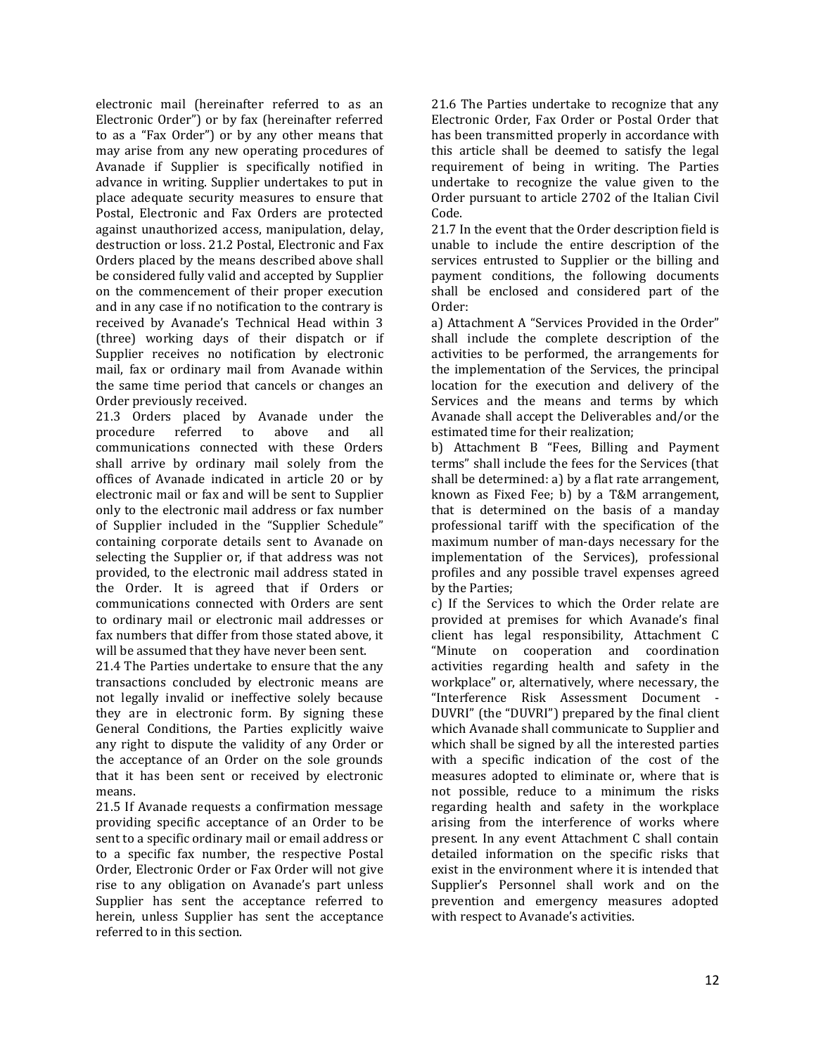electronic mail (hereinafter referred to as an Electronic Order") or by fax (hereinafter referred to as a "Fax Order") or by any other means that may arise from any new operating procedures of Avanade if Supplier is specifically notified in advance in writing. Supplier undertakes to put in place adequate security measures to ensure that Postal, Electronic and Fax Orders are protected against unauthorized access, manipulation, delay, destruction or loss. 21.2 Postal, Electronic and Fax Orders placed by the means described above shall be considered fully valid and accepted by Supplier on the commencement of their proper execution and in any case if no notification to the contrary is received by Avanade's Technical Head within 3 (three) working days of their dispatch or if Supplier receives no notification by electronic mail, fax or ordinary mail from Avanade within the same time period that cancels or changes an Order previously received.

21.3 Orders placed by Avanade under the procedure referred to above and all communications connected with these Orders shall arrive by ordinary mail solely from the offices of Avanade indicated in article 20 or by electronic mail or fax and will be sent to Supplier only to the electronic mail address or fax number of Supplier included in the "Supplier Schedule" containing corporate details sent to Avanade on selecting the Supplier or, if that address was not provided, to the electronic mail address stated in the Order. It is agreed that if Orders or communications connected with Orders are sent to ordinary mail or electronic mail addresses or fax numbers that differ from those stated above, it will be assumed that they have never been sent.

21.4 The Parties undertake to ensure that the any transactions concluded by electronic means are not legally invalid or ineffective solely because they are in electronic form. By signing these General Conditions, the Parties explicitly waive any right to dispute the validity of any Order or the acceptance of an Order on the sole grounds that it has been sent or received by electronic means.

21.5 If Avanade requests a confirmation message providing specific acceptance of an Order to be sent to a specific ordinary mail or email address or to a specific fax number, the respective Postal Order, Electronic Order or Fax Order will not give rise to any obligation on Avanade's part unless Supplier has sent the acceptance referred to herein, unless Supplier has sent the acceptance referred to in this section.

21.6 The Parties undertake to recognize that any Electronic Order, Fax Order or Postal Order that has been transmitted properly in accordance with this article shall be deemed to satisfy the legal requirement of being in writing. The Parties undertake to recognize the value given to the Order pursuant to article 2702 of the Italian Civil Code.

21.7 In the event that the Order description field is unable to include the entire description of the services entrusted to Supplier or the billing and payment conditions, the following documents shall be enclosed and considered part of the Order:

a) Attachment A "Services Provided in the Order" shall include the complete description of the activities to be performed, the arrangements for the implementation of the Services, the principal location for the execution and delivery of the Services and the means and terms by which Avanade shall accept the Deliverables and/or the estimated time for their realization;

b) Attachment B "Fees, Billing and Payment terms" shall include the fees for the Services (that shall be determined: a) by a flat rate arrangement, known as Fixed Fee; b) by a T&M arrangement, that is determined on the basis of a manday professional tariff with the specification of the maximum number of man-days necessary for the implementation of the Services), professional profiles and any possible travel expenses agreed by the Parties;

c) If the Services to which the Order relate are provided at premises for which Avanade's final client has legal responsibility, Attachment C "Minute on cooperation and coordination activities regarding health and safety in the workplace" or, alternatively, where necessary, the "Interference Risk Assessment Document - DUVRI" (the "DUVRI") prepared by the final client which Avanade shall communicate to Supplier and which shall be signed by all the interested parties with a specific indication of the cost of the measures adopted to eliminate or, where that is not possible, reduce to a minimum the risks regarding health and safety in the workplace arising from the interference of works where present. In any event Attachment C shall contain detailed information on the specific risks that exist in the environment where it is intended that Supplier's Personnel shall work and on the prevention and emergency measures adopted with respect to Avanade's activities.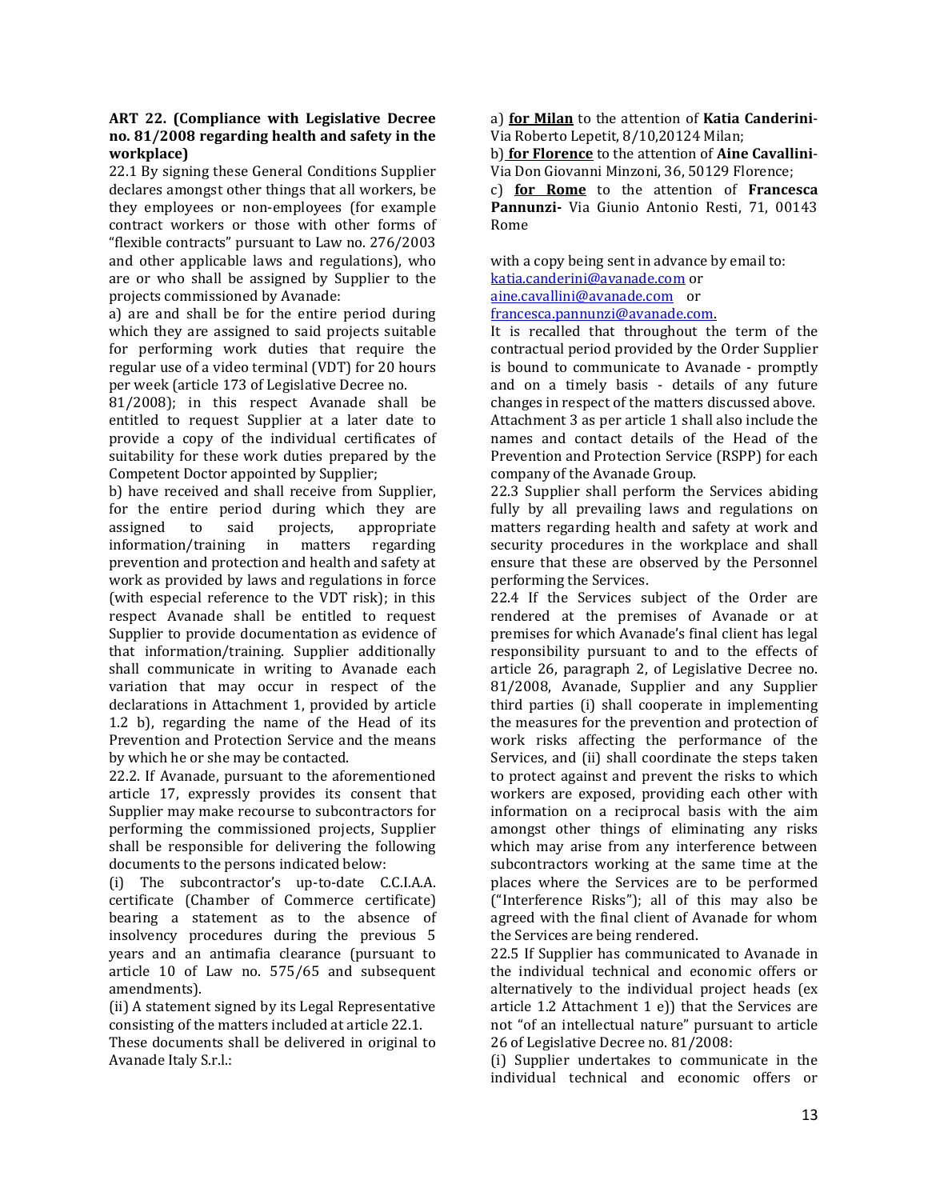**ART 22. (Compliance with Legislative Decree no. 81/2008 regarding health and safety in the workplace)**

22.1 By signing these General Conditions Supplier declares amongst other things that all workers, be they employees or non-employees (for example contract workers or those with other forms of "flexible contracts" pursuant to Law no. 276/2003 and other applicable laws and regulations), who are or who shall be assigned by Supplier to the projects commissioned by Avanade:

a) are and shall be for the entire period during which they are assigned to said projects suitable for performing work duties that require the regular use of a video terminal (VDT) for 20 hours per week (article 173 of Legislative Decree no. 81/2008); in this respect Avanade shall be entitled to request Supplier at a later date to provide a copy of the individual certificates of suitability for these work duties prepared by the Competent Doctor appointed by Supplier;

b) have received and shall receive from Supplier, for the entire period during which they are assigned to said projects, appropriate information/training in matters regarding prevention and protection and health and safety at work as provided by laws and regulations in force (with especial reference to the VDT risk); in this respect Avanade shall be entitled to request Supplier to provide documentation as evidence of that information/training. Supplier additionally shall communicate in writing to Avanade each variation that may occur in respect of the declarations in Attachment 1, provided by article 1.2 b), regarding the name of the Head of its Prevention and Protection Service and the means by which he or she may be contacted.

22.2. If Avanade, pursuant to the aforementioned article 17, expressly provides its consent that Supplier may make recourse to subcontractors for performing the commissioned projects, Supplier shall be responsible for delivering the following documents to the persons indicated below:

(i) The subcontractor's up-to-date C.C.I.A.A. certificate (Chamber of Commerce certificate) bearing a statement as to the absence of insolvency procedures during the previous 5 years and an antimafia clearance (pursuant to article 10 of Law no. 575/65 and subsequent amendments).

(ii) A statement signed by its Legal Representative consisting of the matters included at article 22.1.

These documents shall be delivered in original to Avanade Italy S.r.l.:

a) **for Milan** to the attention of **Katia Canderini**- Via Roberto Lepetit, 8/10,20124 Milan;

b) **for Florence** to the attention of **Aine Cavallini**- Via Don Giovanni Minzoni, 36, 50129 Florence;

c) **for Rome** to the attention of **Francesca Pannunzi-** Via Giunio Antonio Resti, 71, 00143 Rome

with a copy being sent in advance by email to: katia.canderini@avanade.com or aine.cavallini@avanade.com or francesca.pannunzi@avanade.com.

It is recalled that throughout the term of the contractual period provided by the Order Supplier is bound to communicate to Avanade - promptly and on a timely basis - details of any future changes in respect of the matters discussed above. Attachment 3 as per article 1 shall also include the names and contact details of the Head of the Prevention and Protection Service (RSPP) for each company of the Avanade Group.

22.3 Supplier shall perform the Services abiding fully by all prevailing laws and regulations on matters regarding health and safety at work and security procedures in the workplace and shall ensure that these are observed by the Personnel performing the Services.

22.4 If the Services subject of the Order are rendered at the premises of Avanade or at premises for which Avanade's final client has legal responsibility pursuant to and to the effects of article 26, paragraph 2, of Legislative Decree no. 81/2008, Avanade, Supplier and any Supplier third parties (i) shall cooperate in implementing the measures for the prevention and protection of work risks affecting the performance of the Services, and (ii) shall coordinate the steps taken to protect against and prevent the risks to which workers are exposed, providing each other with information on a reciprocal basis with the aim amongst other things of eliminating any risks which may arise from any interference between subcontractors working at the same time at the places where the Services are to be performed ("Interference Risks"); all of this may also be agreed with the final client of Avanade for whom the Services are being rendered.

22.5 If Supplier has communicated to Avanade in the individual technical and economic offers or alternatively to the individual project heads (ex article 1.2 Attachment 1 e)) that the Services are not "of an intellectual nature" pursuant to article 26 of Legislative Decree no. 81/2008:

(i) Supplier undertakes to communicate in the individual technical and economic offers or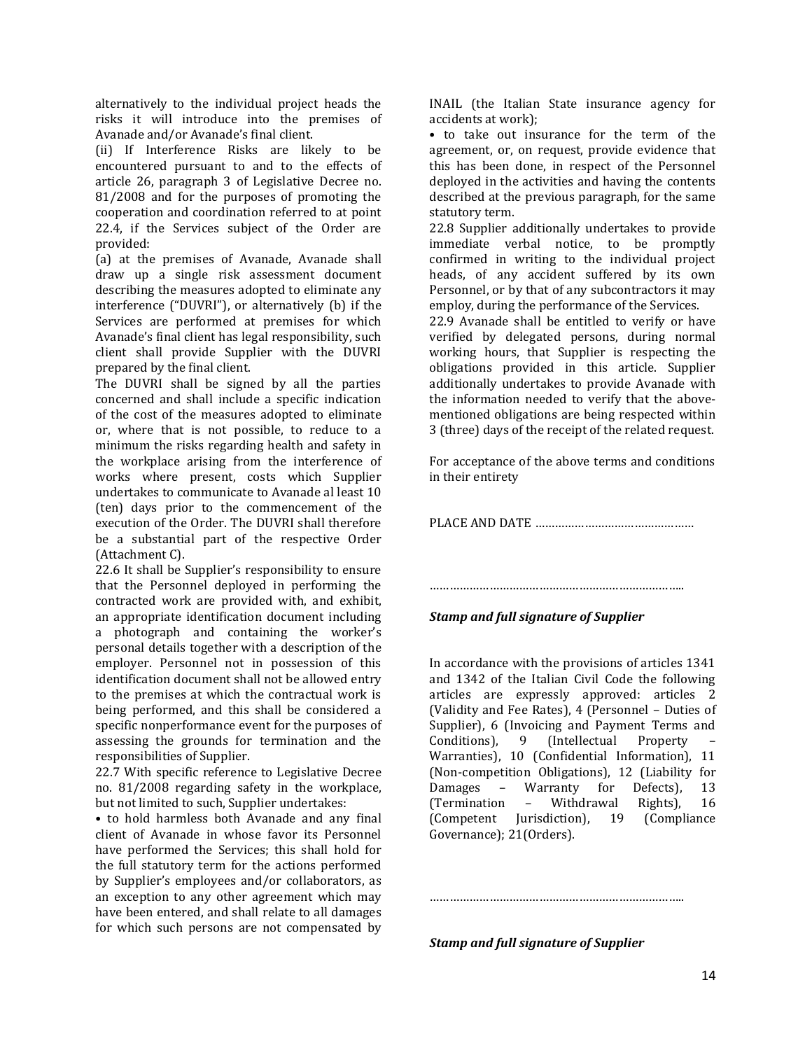alternatively to the individual project heads the risks it will introduce into the premises of Avanade and/or Avanade's final client.

(ii) If Interference Risks are likely to be encountered pursuant to and to the effects of article 26, paragraph 3 of Legislative Decree no. 81/2008 and for the purposes of promoting the cooperation and coordination referred to at point 22.4, if the Services subject of the Order are provided:

(a) at the premises of Avanade, Avanade shall draw up a single risk assessment document describing the measures adopted to eliminate any interference ("DUVRI"), or alternatively (b) if the Services are performed at premises for which Avanade's final client has legal responsibility, such client shall provide Supplier with the DUVRI prepared by the final client.

The DUVRI shall be signed by all the parties concerned and shall include a specific indication of the cost of the measures adopted to eliminate or, where that is not possible, to reduce to a minimum the risks regarding health and safety in the workplace arising from the interference of works where present, costs which Supplier undertakes to communicate to Avanade al least 10 (ten) days prior to the commencement of the execution of the Order. The DUVRI shall therefore be a substantial part of the respective Order (Attachment C).

22.6 It shall be Supplier's responsibility to ensure that the Personnel deployed in performing the contracted work are provided with, and exhibit, an appropriate identification document including a photograph and containing the worker's personal details together with a description of the employer. Personnel not in possession of this identification document shall not be allowed entry to the premises at which the contractual work is being performed, and this shall be considered a specific nonperformance event for the purposes of assessing the grounds for termination and the responsibilities of Supplier.

22.7 With specific reference to Legislative Decree no. 81/2008 regarding safety in the workplace, but not limited to such, Supplier undertakes:

• to hold harmless both Avanade and any final client of Avanade in whose favor its Personnel have performed the Services; this shall hold for the full statutory term for the actions performed by Supplier's employees and/or collaborators, as an exception to any other agreement which may have been entered, and shall relate to all damages for which such persons are not compensated by INAIL (the Italian State insurance agency for accidents at work);

• to take out insurance for the term of the agreement, or, on request, provide evidence that this has been done, in respect of the Personnel deployed in the activities and having the contents described at the previous paragraph, for the same statutory term.

22.8 Supplier additionally undertakes to provide immediate verbal notice, to be promptly confirmed in writing to the individual project heads, of any accident suffered by its own Personnel, or by that of any subcontractors it may employ, during the performance of the Services.

22.9 Avanade shall be entitled to verify or have verified by delegated persons, during normal working hours, that Supplier is respecting the obligations provided in this article. Supplier additionally undertakes to provide Avanade with the information needed to verify that the above-mentioned obligations are being respected within 3 (three) days of the receipt of the related request.

For acceptance of the above terms and conditions in their entirety

PLACE AND DATE ……………………………………………

…………………………………………………………………..

***Stamp and full signature of Supplier***

In accordance with the provisions of articles 1341 and 1342 of the Italian Civil Code the following articles are expressly approved: articles 2 (Validity and Fee Rates), 4 (Personnel – Duties of Supplier), 6 (Invoicing and Payment Terms and Conditions), 9 (Intellectual Property – Warranties), 10 (Confidential Information), 11 (Non-competition Obligations), 12 (Liability for Damages – Warranty for Defects), 13 (Termination – Withdrawal Rights), 16 (Competent Jurisdiction), 19 (Compliance Governance); 21(Orders).

…………………………………………………………………..

***Stamp and full signature of Supplier***